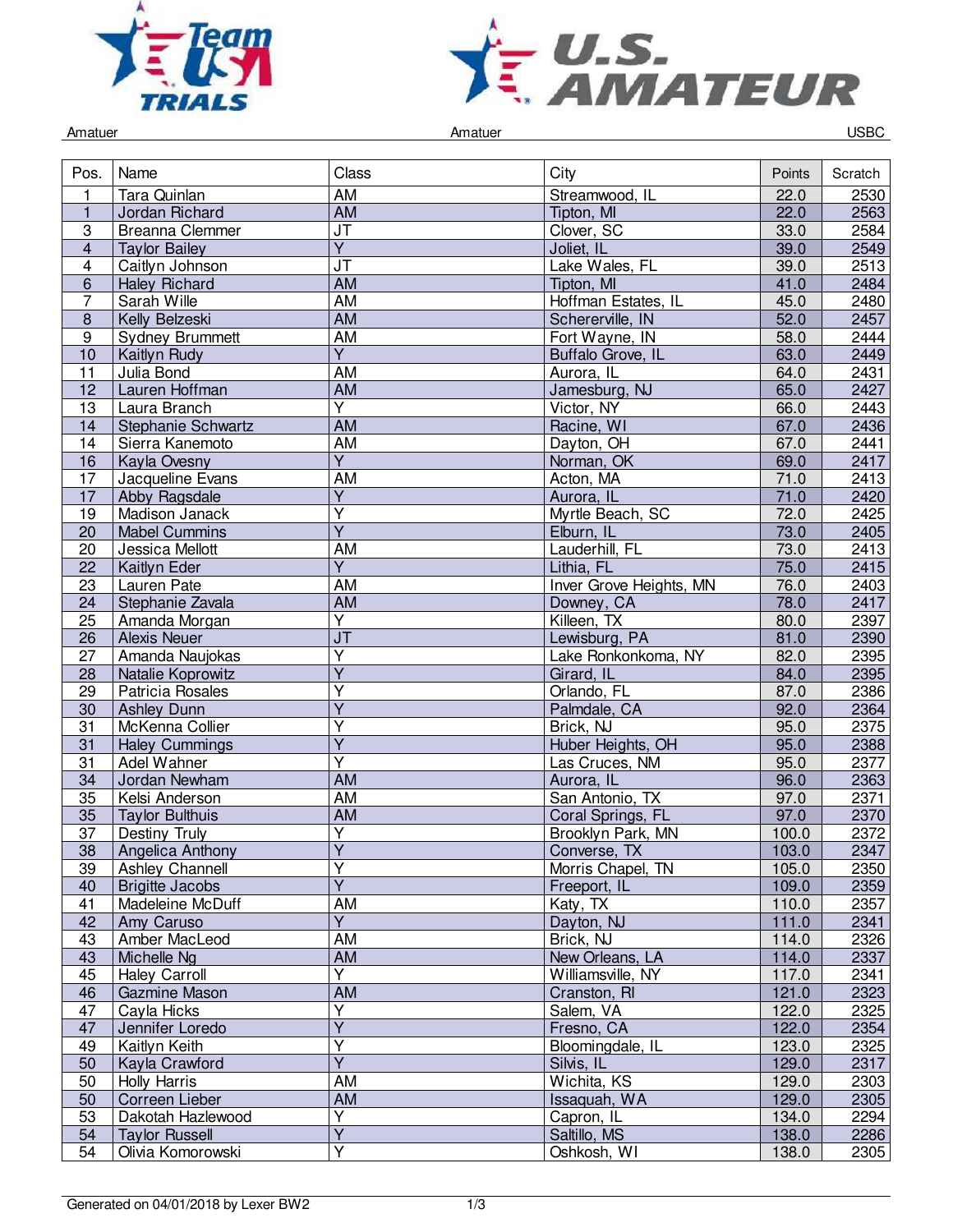Amatuer Amatuer USBC

| Pos. | Name | Class | City | Points | Scratch |
|---|---|---|---|---|---|
| 1 | Tara Quinlan | AM | Streamwood, IL | 22.0 | 2530 |
| 1 | Jordan Richard | AM | Tipton, MI | 22.0 | 2563 |
| 3 | Breanna Clemmer | JT | Clover, SC | 33.0 | 2584 |
| 4 | Taylor Bailey | Y | Joliet, IL | 39.0 | 2549 |
| 4 | Caitlyn Johnson | JT | Lake Wales, FL | 39.0 | 2513 |
| 6 | Haley Richard | AM | Tipton, MI | 41.0 | 2484 |
| 7 | Sarah Wille | AM | Hoffman Estates, IL | 45.0 | 2480 |
| 8 | Kelly Belzeski | AM | Schererville, IN | 52.0 | 2457 |
| 9 | Sydney Brummett | AM | Fort Wayne, IN | 58.0 | 2444 |
| 10 | Kaitlyn Rudy | Y | Buffalo Grove, IL | 63.0 | 2449 |
| 11 | Julia Bond | AM | Aurora, IL | 64.0 | 2431 |
| 12 | Lauren Hoffman | AM | Jamesburg, NJ | 65.0 | 2427 |
| 13 | Laura Branch | Y | Victor, NY | 66.0 | 2443 |
| 14 | Stephanie Schwartz | AM | Racine, WI | 67.0 | 2436 |
| 14 | Sierra Kanemoto | AM | Dayton, OH | 67.0 | 2441 |
| 16 | Kayla Ovesny | Y | Norman, OK | 69.0 | 2417 |
| 17 | Jacqueline Evans | AM | Acton, MA | 71.0 | 2413 |
| 17 | Abby Ragsdale | Y | Aurora, IL | 71.0 | 2420 |
| 19 | Madison Janack | Y | Myrtle Beach, SC | 72.0 | 2425 |
| 20 | Mabel Cummins | Y | Elburn, IL | 73.0 | 2405 |
| 20 | Jessica Mellott | AM | Lauderhill, FL | 73.0 | 2413 |
| 22 | Kaitlyn Eder | Y | Lithia, FL | 75.0 | 2415 |
| 23 | Lauren Pate | AM | Inver Grove Heights, MN | 76.0 | 2403 |
| 24 | Stephanie Zavala | AM | Downey, CA | 78.0 | 2417 |
| 25 | Amanda Morgan | Y | Killeen, TX | 80.0 | 2397 |
| 26 | Alexis Neuer | JT | Lewisburg, PA | 81.0 | 2390 |
| 27 | Amanda Naujokas | Y | Lake Ronkonkoma, NY | 82.0 | 2395 |
| 28 | Natalie Koprowitz | Y | Girard, IL | 84.0 | 2395 |
| 29 | Patricia Rosales | Y | Orlando, FL | 87.0 | 2386 |
| 30 | Ashley Dunn | Y | Palmdale, CA | 92.0 | 2364 |
| 31 | McKenna Collier | Y | Brick, NJ | 95.0 | 2375 |
| 31 | Haley Cummings | Y | Huber Heights, OH | 95.0 | 2388 |
| 31 | Adel Wahner | Y | Las Cruces, NM | 95.0 | 2377 |
| 34 | Jordan Newham | AM | Aurora, IL | 96.0 | 2363 |
| 35 | Kelsi Anderson | AM | San Antonio, TX | 97.0 | 2371 |
| 35 | Taylor Bulthuis | AM | Coral Springs, FL | 97.0 | 2370 |
| 37 | Destiny Truly | Y | Brooklyn Park, MN | 100.0 | 2372 |
| 38 | Angelica Anthony | Y | Converse, TX | 103.0 | 2347 |
| 39 | Ashley Channell | Y | Morris Chapel, TN | 105.0 | 2350 |
| 40 | Brigitte Jacobs | Y | Freeport, IL | 109.0 | 2359 |
| 41 | Madeleine McDuff | AM | Katy, TX | 110.0 | 2357 |
| 42 | Amy Caruso | Y | Dayton, NJ | 111.0 | 2341 |
| 43 | Amber MacLeod | AM | Brick, NJ | 114.0 | 2326 |
| 43 | Michelle Ng | AM | New Orleans, LA | 114.0 | 2337 |
| 45 | Haley Carroll | Y | Williamsville, NY | 117.0 | 2341 |
| 46 | Gazmine Mason | AM | Cranston, RI | 121.0 | 2323 |
| 47 | Cayla Hicks | Y | Salem, VA | 122.0 | 2325 |
| 47 | Jennifer Loredo | Y | Fresno, CA | 122.0 | 2354 |
| 49 | Kaitlyn Keith | Y | Bloomingdale, IL | 123.0 | 2325 |
| 50 | Kayla Crawford | Y | Silvis, IL | 129.0 | 2317 |
| 50 | Holly Harris | AM | Wichita, KS | 129.0 | 2303 |
| 50 | Correen Lieber | AM | Issaquah, WA | 129.0 | 2305 |
| 53 | Dakotah Hazlewood | Y | Capron, IL | 134.0 | 2294 |
| 54 | Taylor Russell | Y | Saltillo, MS | 138.0 | 2286 |
| 54 | Olivia Komorowski | Y | Oshkosh, WI | 138.0 | 2305 |

Generated on 04/01/2018 by Lexer BW2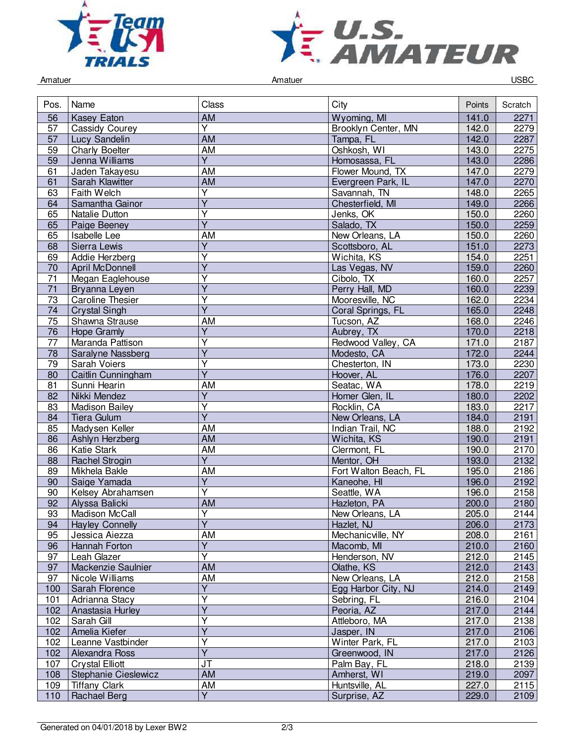Amatuer | Amatuer | USBC

| Pos. | Name | Class | City | Points | Scratch |
|---|---|---|---|---|---|
| 56 | Kasey Eaton | AM | Wyoming, MI | 141.0 | 2271 |
| 57 | Cassidy Courey | Y | Brooklyn Center, MN | 142.0 | 2279 |
| 57 | Lucy Sandelin | AM | Tampa, FL | 142.0 | 2287 |
| 59 | Charly Boelter | AM | Oshkosh, WI | 143.0 | 2275 |
| 59 | Jenna Williams | Y | Homosassa, FL | 143.0 | 2286 |
| 61 | Jaden Takayesu | AM | Flower Mound, TX | 147.0 | 2279 |
| 61 | Sarah Klawitter | AM | Evergreen Park, IL | 147.0 | 2270 |
| 63 | Faith Welch | Y | Savannah, TN | 148.0 | 2265 |
| 64 | Samantha Gainor | Y | Chesterfield, MI | 149.0 | 2266 |
| 65 | Natalie Dutton | Y | Jenks, OK | 150.0 | 2260 |
| 65 | Paige Beeney | Y | Salado, TX | 150.0 | 2259 |
| 65 | Isabelle Lee | AM | New Orleans, LA | 150.0 | 2260 |
| 68 | Sierra Lewis | Y | Scottsboro, AL | 151.0 | 2273 |
| 69 | Addie Herzberg | Y | Wichita, KS | 154.0 | 2251 |
| 70 | April McDonnell | Y | Las Vegas, NV | 159.0 | 2260 |
| 71 | Megan Eaglehouse | Y | Cibolo, TX | 160.0 | 2257 |
| 71 | Bryanna Leyen | Y | Perry Hall, MD | 160.0 | 2239 |
| 73 | Caroline Thesier | Y | Mooresville, NC | 162.0 | 2234 |
| 74 | Crystal Singh | Y | Coral Springs, FL | 165.0 | 2248 |
| 75 | Shawna Strause | AM | Tucson, AZ | 168.0 | 2246 |
| 76 | Hope Gramly | Y | Aubrey, TX | 170.0 | 2218 |
| 77 | Maranda Pattison | Y | Redwood Valley, CA | 171.0 | 2187 |
| 78 | Saralyne Nassberg | Y | Modesto, CA | 172.0 | 2244 |
| 79 | Sarah Voiers | Y | Chesterton, IN | 173.0 | 2230 |
| 80 | Caitlin Cunningham | Y | Hoover, AL | 176.0 | 2207 |
| 81 | Sunni Hearin | AM | Seatac, WA | 178.0 | 2219 |
| 82 | Nikki Mendez | Y | Homer Glen, IL | 180.0 | 2202 |
| 83 | Madison Bailey | Y | Rocklin, CA | 183.0 | 2217 |
| 84 | Tiera Gulum | Y | New Orleans, LA | 184.0 | 2191 |
| 85 | Madysen Keller | AM | Indian Trail, NC | 188.0 | 2192 |
| 86 | Ashlyn Herzberg | AM | Wichita, KS | 190.0 | 2191 |
| 86 | Katie Stark | AM | Clermont, FL | 190.0 | 2170 |
| 88 | Rachel Strogin | Y | Mentor, OH | 193.0 | 2132 |
| 89 | Mikhela Bakle | AM | Fort Walton Beach, FL | 195.0 | 2186 |
| 90 | Saige Yamada | Y | Kaneohe, HI | 196.0 | 2192 |
| 90 | Kelsey Abrahamsen | Y | Seattle, WA | 196.0 | 2158 |
| 92 | Alyssa Balicki | AM | Hazleton, PA | 200.0 | 2180 |
| 93 | Madison McCall | Y | New Orleans, LA | 205.0 | 2144 |
| 94 | Hayley Connelly | Y | Hazlet, NJ | 206.0 | 2173 |
| 95 | Jessica Aiezza | AM | Mechanicville, NY | 208.0 | 2161 |
| 96 | Hannah Forton | Y | Macomb, MI | 210.0 | 2160 |
| 97 | Leah Glazer | Y | Henderson, NV | 212.0 | 2145 |
| 97 | Mackenzie Saulnier | AM | Olathe, KS | 212.0 | 2143 |
| 97 | Nicole Williams | AM | New Orleans, LA | 212.0 | 2158 |
| 100 | Sarah Florence | Y | Egg Harbor City, NJ | 214.0 | 2149 |
| 101 | Adrianna Stacy | Y | Sebring, FL | 216.0 | 2104 |
| 102 | Anastasia Hurley | Y | Peoria, AZ | 217.0 | 2144 |
| 102 | Sarah Gill | Y | Attleboro, MA | 217.0 | 2138 |
| 102 | Amelia Kiefer | Y | Jasper, IN | 217.0 | 2106 |
| 102 | Leanne Vastbinder | Y | Winter Park, FL | 217.0 | 2103 |
| 102 | Alexandra Ross | Y | Greenwood, IN | 217.0 | 2126 |
| 107 | Crystal Elliott | JT | Palm Bay, FL | 218.0 | 2139 |
| 108 | Stephanie Cieslewicz | AM | Amherst, WI | 219.0 | 2097 |
| 109 | Tiffany Clark | AM | Huntsville, AL | 227.0 | 2115 |
| 110 | Rachael Berg | Y | Surprise, AZ | 229.0 | 2109 |

Generated on 04/01/2018 by Lexer BW2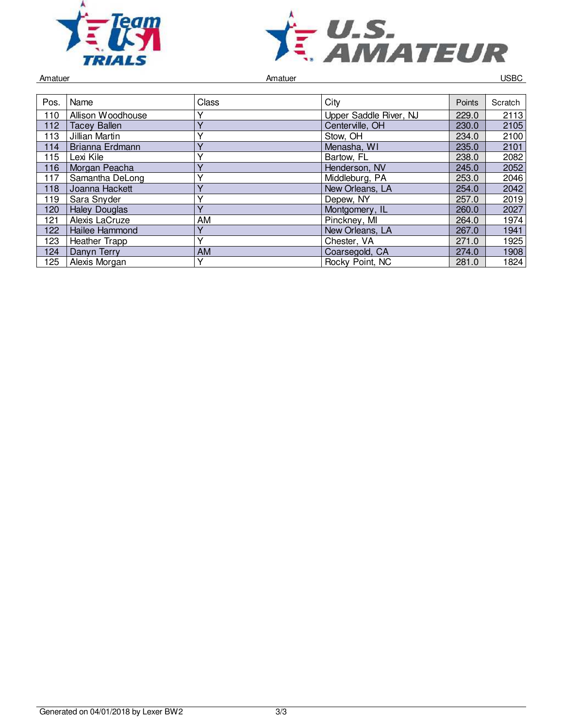Amatuer | Amatuer | USBC

| Pos. | Name | Class | City | Points | Scratch |
|---|---|---|---|---|---|
| 110 | Allison Woodhouse | Y | Upper Saddle River, NJ | 229.0 | 2113 |
| 112 | Tacey Ballen | Y | Centerville, OH | 230.0 | 2105 |
| 113 | Jillian Martin | Y | Stow, OH | 234.0 | 2100 |
| 114 | Brianna Erdmann | Y | Menasha, WI | 235.0 | 2101 |
| 115 | Lexi Kile | Y | Bartow, FL | 238.0 | 2082 |
| 116 | Morgan Peacha | Y | Henderson, NV | 245.0 | 2052 |
| 117 | Samantha DeLong | Y | Middleburg, PA | 253.0 | 2046 |
| 118 | Joanna Hackett | Y | New Orleans, LA | 254.0 | 2042 |
| 119 | Sara Snyder | Y | Depew, NY | 257.0 | 2019 |
| 120 | Haley Douglas | Y | Montgomery, IL | 260.0 | 2027 |
| 121 | Alexis LaCruze | AM | Pinckney, MI | 264.0 | 1974 |
| 122 | Hailee Hammond | Y | New Orleans, LA | 267.0 | 1941 |
| 123 | Heather Trapp | Y | Chester, VA | 271.0 | 1925 |
| 124 | Danyn Terry | AM | Coarsegold, CA | 274.0 | 1908 |
| 125 | Alexis Morgan | Y | Rocky Point, NC | 281.0 | 1824 |

Generated on 04/01/2018 by Lexer BW2